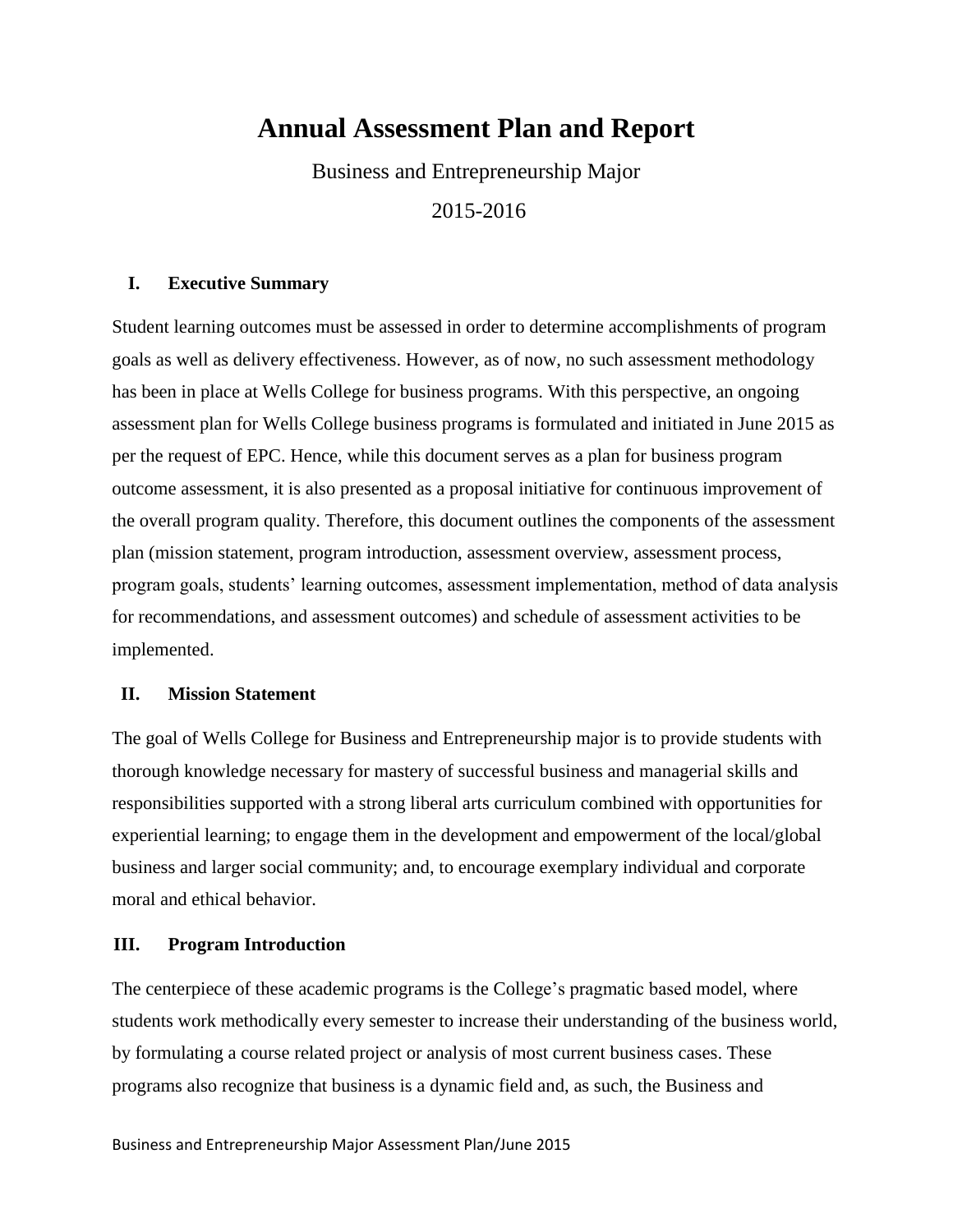# Annual Assessment Plan and Report

Business and Entrepreneurship Major

2015-2016

## I. Executive Summary

Student learning outcomes must be assessed in order to determine accomplishments of program goals as well as delivery effectiveness. However, as of now, no such assessment methodology has been in place at Wells College for business programs. With this perspective, an ongoing assessment plan for Wells College business programs is formulated and initiated in June 2015 as per the request of EPC. Hence, while this document serves as a plan for business program outcome assessment, it is also presented as a proposal initiative for continuous improvement of the overall program quality. Therefore, this document outlines the components of the assessment plan (mission statement, program introduction, assessment overview, assessment process, program goals, students' learning outcomes, assessment implementation, method of data analysis for recommendations, and assessment outcomes) and schedule of assessment activities to be implemented.

## II. Mission Statement

The goal of Wells College for Business and Entrepreneurship major is to provide students with thorough knowledge necessary for mastery of successful business and managerial skills and responsibilities supported with a strong liberal arts curriculum combined with opportunities for experiential learning; to engage them in the development and empowerment of the local/global business and larger social community; and, to encourage exemplary individual and corporate moral and ethical behavior.

## III. Program Introduction

The centerpiece of these academic programs is the College's pragmatic based model, where students work methodically every semester to increase their understanding of the business world, by formulating a course related project or analysis of most current business cases. These programs also recognize that business is a dynamic field and, as such, the Business and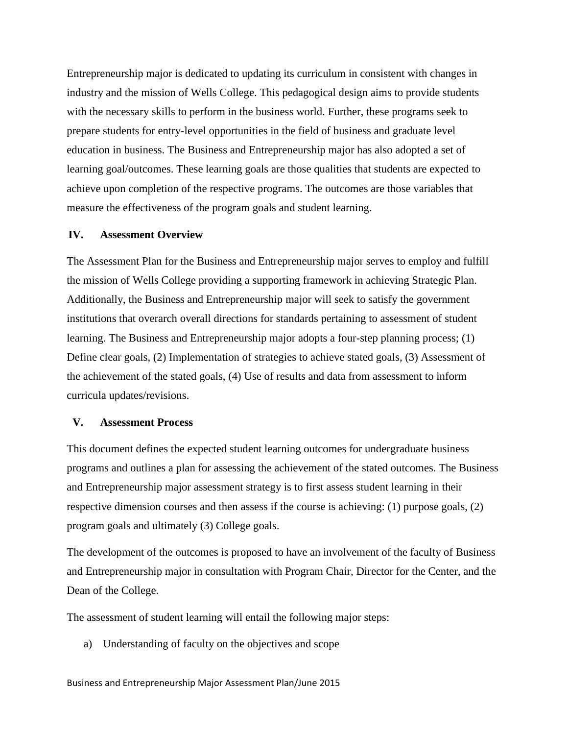Entrepreneurship major is dedicated to updating its curriculum in consistent with changes in industry and the mission of Wells College. This pedagogical design aims to provide students with the necessary skills to perform in the business world. Further, these programs seek to prepare students for entry-level opportunities in the field of business and graduate level education in business. The Business and Entrepreneurship major has also adopted a set of learning goal/outcomes. These learning goals are those qualities that students are expected to achieve upon completion of the respective programs. The outcomes are those variables that measure the effectiveness of the program goals and student learning.

## IV. Assessment Overview

The Assessment Plan for the Business and Entrepreneurship major serves to employ and fulfill the mission of Wells College providing a supporting framework in achieving Strategic Plan. Additionally, the Business and Entrepreneurship major will seek to satisfy the government institutions that overarch overall directions for standards pertaining to assessment of student learning. The Business and Entrepreneurship major adopts a four-step planning process; (1) Define clear goals, (2) Implementation of strategies to achieve stated goals, (3) Assessment of the achievement of the stated goals, (4) Use of results and data from assessment to inform curricula updates/revisions.

## V. Assessment Process

This document defines the expected student learning outcomes for undergraduate business programs and outlines a plan for assessing the achievement of the stated outcomes. The Business and Entrepreneurship major assessment strategy is to first assess student learning in their respective dimension courses and then assess if the course is achieving: (1) purpose goals, (2) program goals and ultimately (3) College goals.

The development of the outcomes is proposed to have an involvement of the faculty of Business and Entrepreneurship major in consultation with Program Chair, Director for the Center, and the Dean of the College.

The assessment of student learning will entail the following major steps:

a) Understanding of faculty on the objectives and scope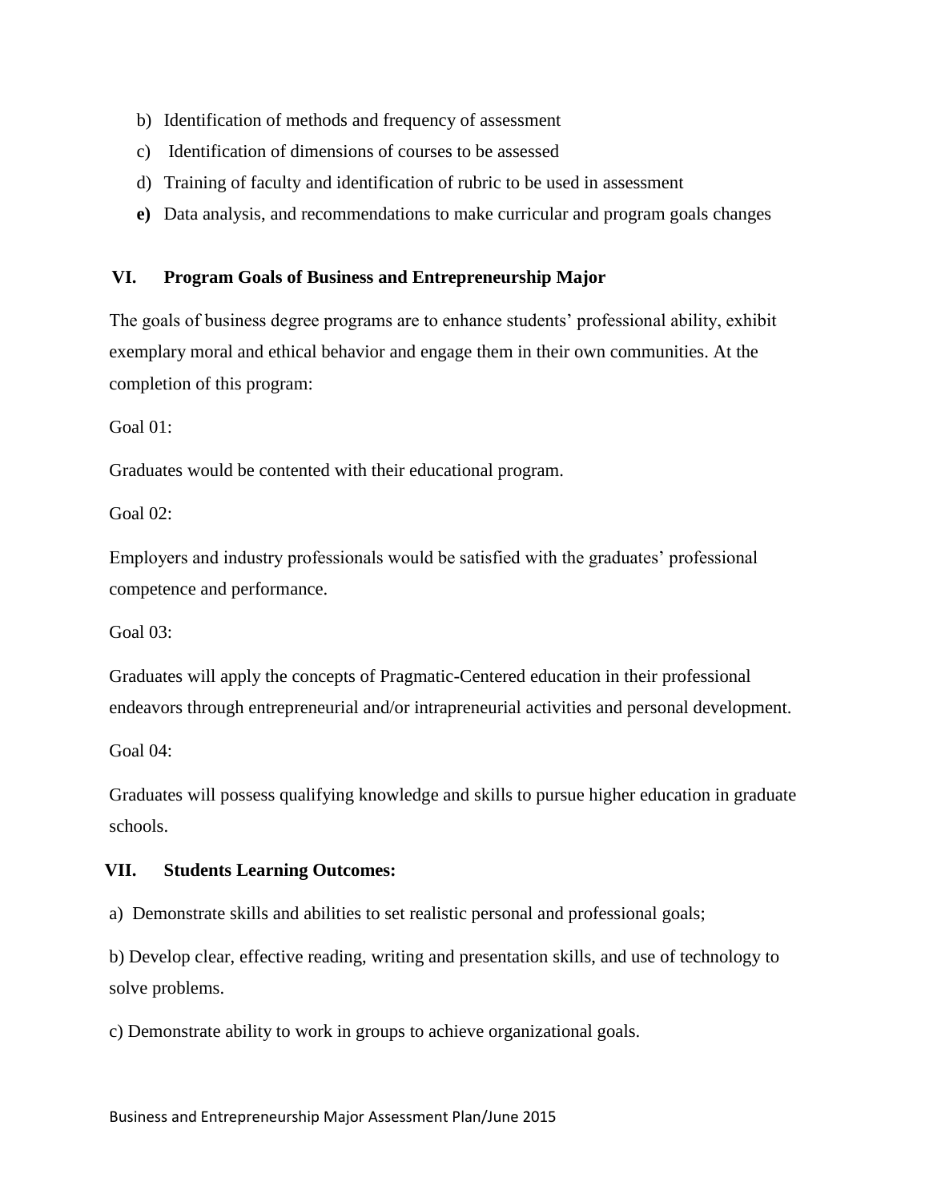b) Identification of methods and frequency of assessment

c) Identification of dimensions of courses to be assessed

d) Training of faculty and identification of rubric to be used in assessment

**e)** Data analysis, and recommendations to make curricular and program goals changes

## VI. Program Goals of Business and Entrepreneurship Major

The goals of business degree programs are to enhance students' professional ability, exhibit exemplary moral and ethical behavior and engage them in their own communities. At the completion of this program:

Goal 01:

Graduates would be contented with their educational program.

Goal 02:

Employers and industry professionals would be satisfied with the graduates' professional competence and performance.

Goal 03:

Graduates will apply the concepts of Pragmatic-Centered education in their professional endeavors through entrepreneurial and/or intrapreneurial activities and personal development.

Goal 04:

Graduates will possess qualifying knowledge and skills to pursue higher education in graduate schools.

## VII. Students Learning Outcomes:

a) Demonstrate skills and abilities to set realistic personal and professional goals;

b) Develop clear, effective reading, writing and presentation skills, and use of technology to solve problems.

c) Demonstrate ability to work in groups to achieve organizational goals.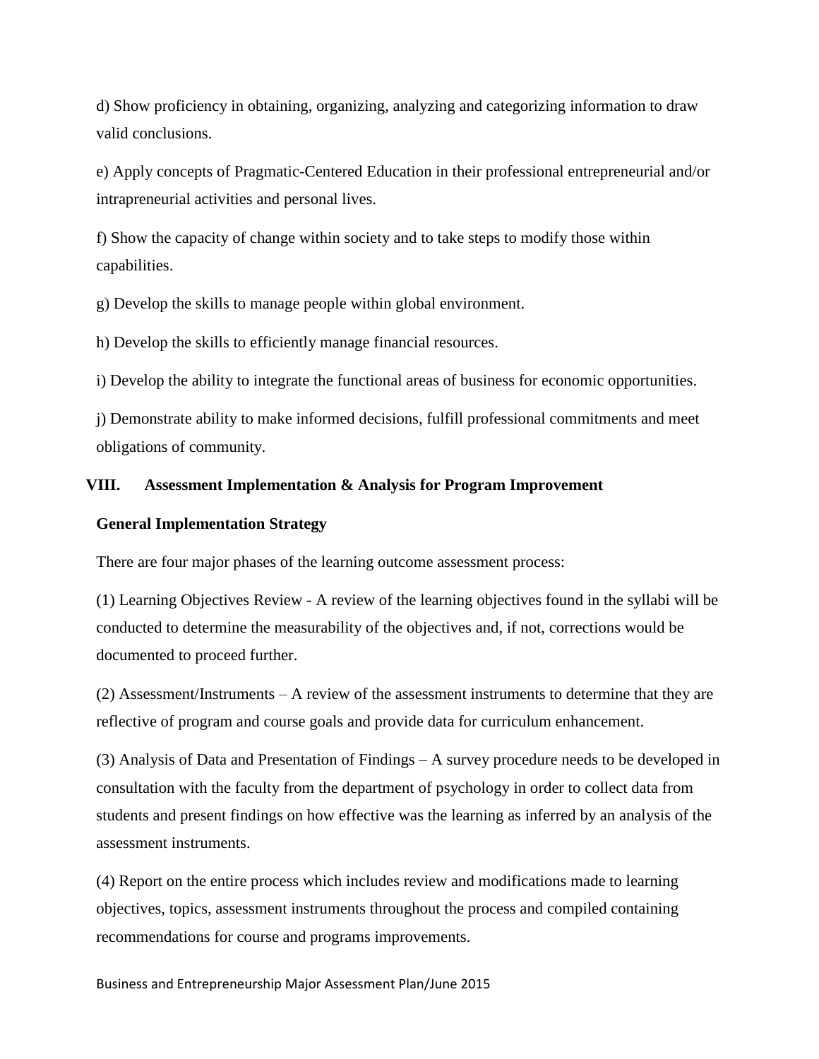d) Show proficiency in obtaining, organizing, analyzing and categorizing information to draw valid conclusions.

e) Apply concepts of Pragmatic-Centered Education in their professional entrepreneurial and/or intrapreneurial activities and personal lives.

f) Show the capacity of change within society and to take steps to modify those within capabilities.

g) Develop the skills to manage people within global environment.

h) Develop the skills to efficiently manage financial resources.

i) Develop the ability to integrate the functional areas of business for economic opportunities.

j) Demonstrate ability to make informed decisions, fulfill professional commitments and meet obligations of community.

## VIII. Assessment Implementation & Analysis for Program Improvement

### General Implementation Strategy

There are four major phases of the learning outcome assessment process:

(1) Learning Objectives Review - A review of the learning objectives found in the syllabi will be conducted to determine the measurability of the objectives and, if not, corrections would be documented to proceed further.

(2) Assessment/Instruments – A review of the assessment instruments to determine that they are reflective of program and course goals and provide data for curriculum enhancement.

(3) Analysis of Data and Presentation of Findings – A survey procedure needs to be developed in consultation with the faculty from the department of psychology in order to collect data from students and present findings on how effective was the learning as inferred by an analysis of the assessment instruments.

(4) Report on the entire process which includes review and modifications made to learning objectives, topics, assessment instruments throughout the process and compiled containing recommendations for course and programs improvements.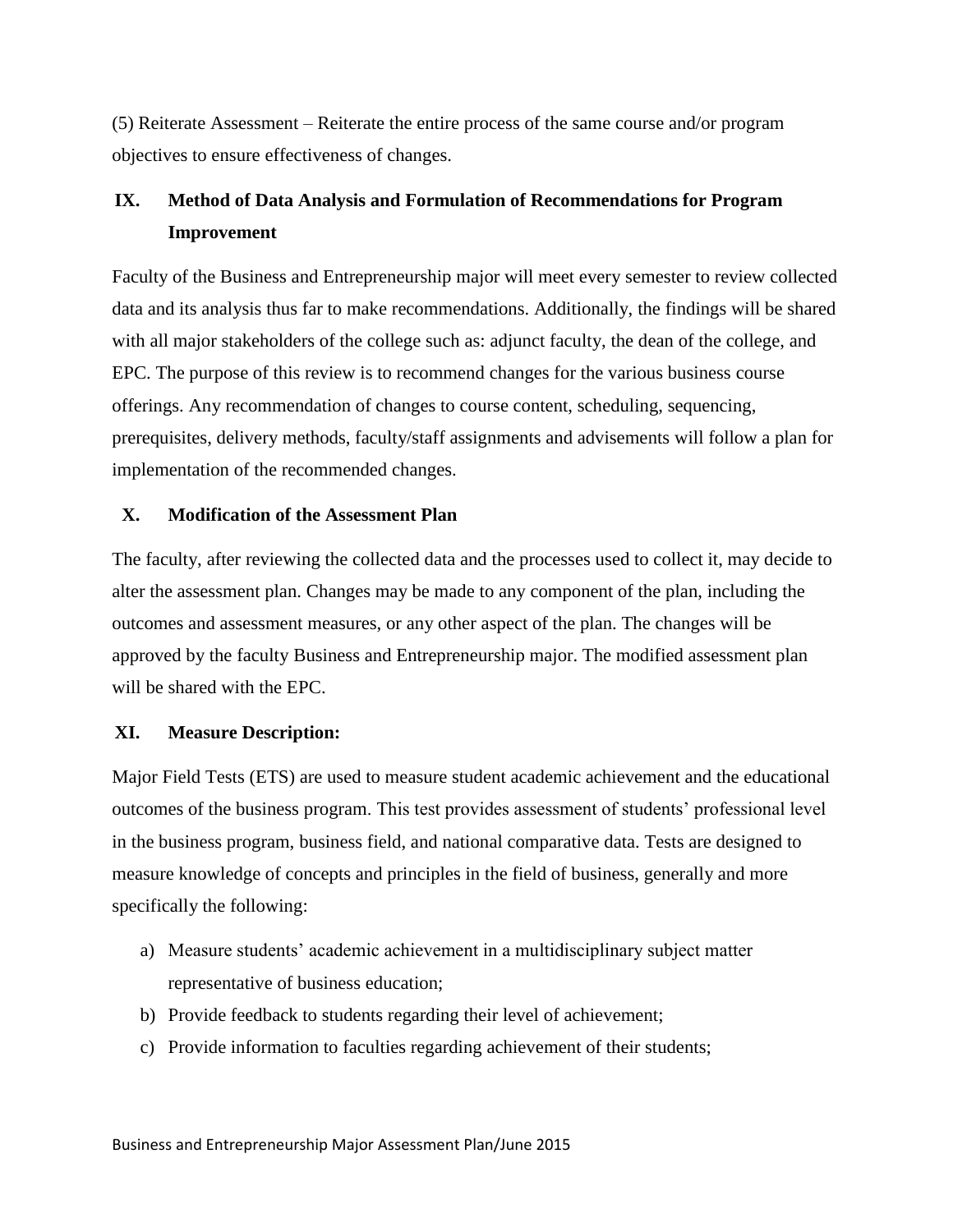(5) Reiterate Assessment – Reiterate the entire process of the same course and/or program objectives to ensure effectiveness of changes.

## IX. Method of Data Analysis and Formulation of Recommendations for Program Improvement

Faculty of the Business and Entrepreneurship major will meet every semester to review collected data and its analysis thus far to make recommendations. Additionally, the findings will be shared with all major stakeholders of the college such as: adjunct faculty, the dean of the college, and EPC. The purpose of this review is to recommend changes for the various business course offerings. Any recommendation of changes to course content, scheduling, sequencing, prerequisites, delivery methods, faculty/staff assignments and advisements will follow a plan for implementation of the recommended changes.

## X. Modification of the Assessment Plan

The faculty, after reviewing the collected data and the processes used to collect it, may decide to alter the assessment plan. Changes may be made to any component of the plan, including the outcomes and assessment measures, or any other aspect of the plan. The changes will be approved by the faculty Business and Entrepreneurship major. The modified assessment plan will be shared with the EPC.

## XI. Measure Description:

Major Field Tests (ETS) are used to measure student academic achievement and the educational outcomes of the business program. This test provides assessment of students' professional level in the business program, business field, and national comparative data. Tests are designed to measure knowledge of concepts and principles in the field of business, generally and more specifically the following:

a) Measure students' academic achievement in a multidisciplinary subject matter representative of business education;
b) Provide feedback to students regarding their level of achievement;
c) Provide information to faculties regarding achievement of their students;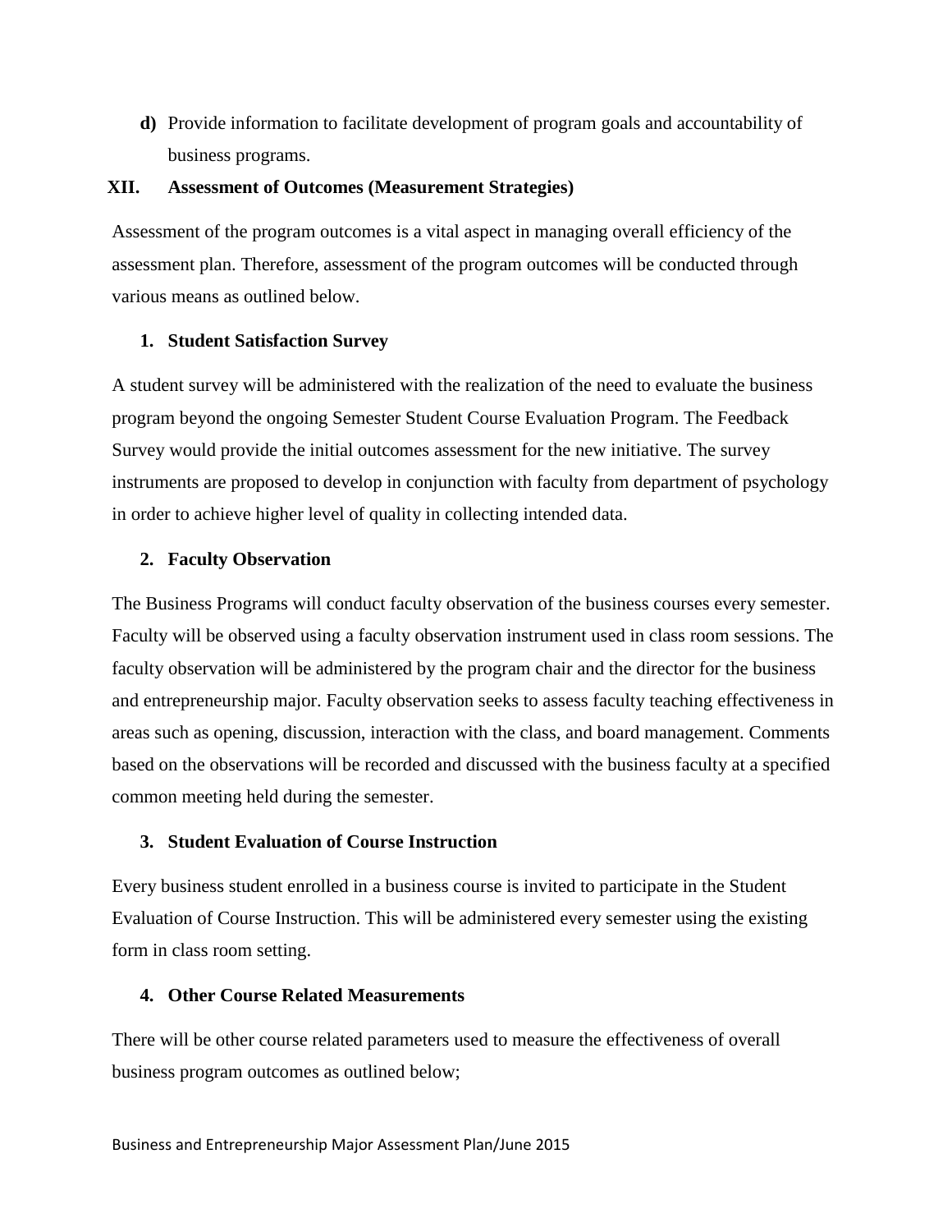**d)** Provide information to facilitate development of program goals and accountability of business programs.

## XII. Assessment of Outcomes (Measurement Strategies)

Assessment of the program outcomes is a vital aspect in managing overall efficiency of the assessment plan. Therefore, assessment of the program outcomes will be conducted through various means as outlined below.

### 1. Student Satisfaction Survey

A student survey will be administered with the realization of the need to evaluate the business program beyond the ongoing Semester Student Course Evaluation Program. The Feedback Survey would provide the initial outcomes assessment for the new initiative. The survey instruments are proposed to develop in conjunction with faculty from department of psychology in order to achieve higher level of quality in collecting intended data.

### 2. Faculty Observation

The Business Programs will conduct faculty observation of the business courses every semester. Faculty will be observed using a faculty observation instrument used in class room sessions. The faculty observation will be administered by the program chair and the director for the business and entrepreneurship major. Faculty observation seeks to assess faculty teaching effectiveness in areas such as opening, discussion, interaction with the class, and board management. Comments based on the observations will be recorded and discussed with the business faculty at a specified common meeting held during the semester.

### 3. Student Evaluation of Course Instruction

Every business student enrolled in a business course is invited to participate in the Student Evaluation of Course Instruction. This will be administered every semester using the existing form in class room setting.

### 4. Other Course Related Measurements

There will be other course related parameters used to measure the effectiveness of overall business program outcomes as outlined below;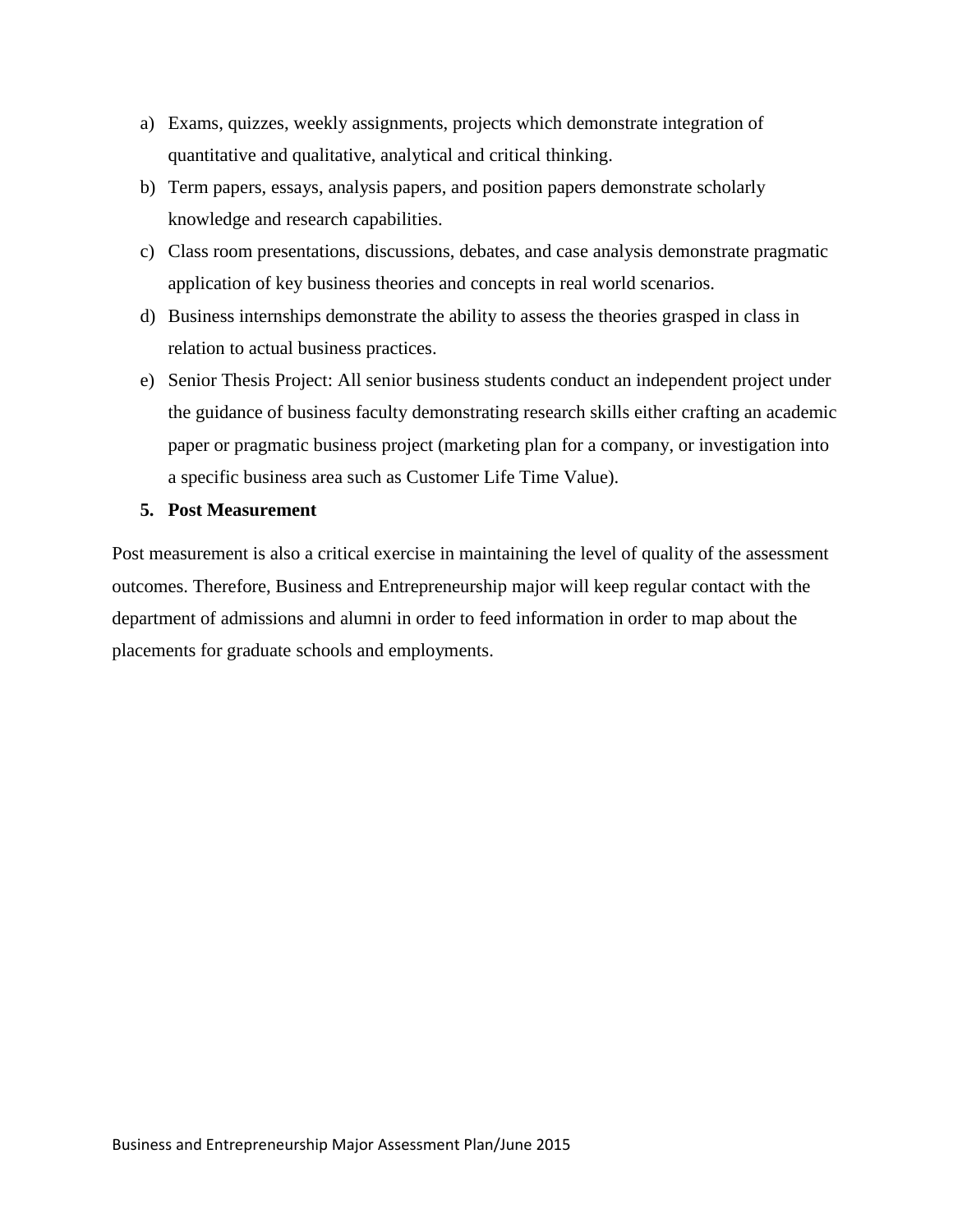a) Exams, quizzes, weekly assignments, projects which demonstrate integration of quantitative and qualitative, analytical and critical thinking.
b) Term papers, essays, analysis papers, and position papers demonstrate scholarly knowledge and research capabilities.
c) Class room presentations, discussions, debates, and case analysis demonstrate pragmatic application of key business theories and concepts in real world scenarios.
d) Business internships demonstrate the ability to assess the theories grasped in class in relation to actual business practices.
e) Senior Thesis Project: All senior business students conduct an independent project under the guidance of business faculty demonstrating research skills either crafting an academic paper or pragmatic business project (marketing plan for a company, or investigation into a specific business area such as Customer Life Time Value).

**5. Post Measurement**

Post measurement is also a critical exercise in maintaining the level of quality of the assessment outcomes. Therefore, Business and Entrepreneurship major will keep regular contact with the department of admissions and alumni in order to feed information in order to map about the placements for graduate schools and employments.